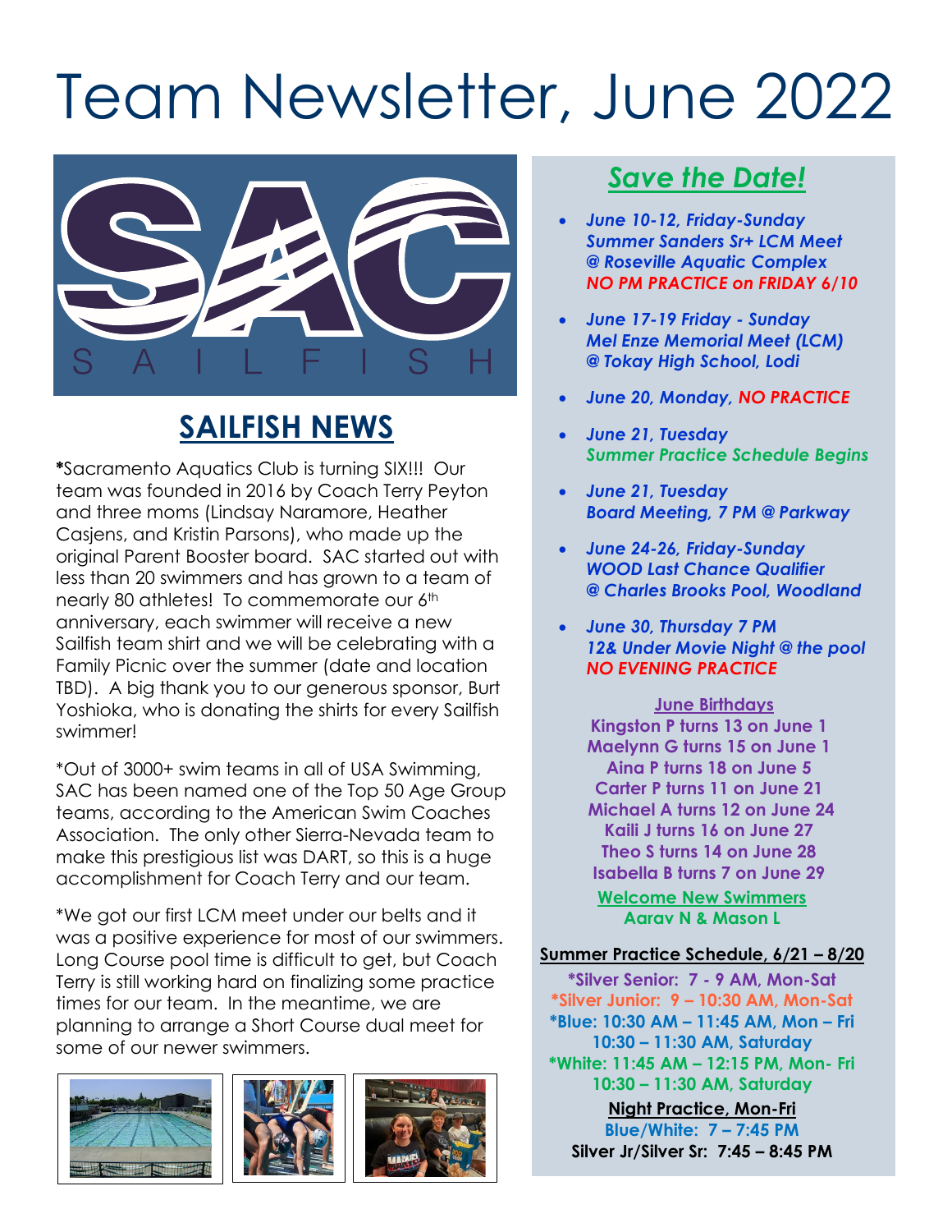# Team Newsletter, June 2022

## SAILFISH NEWS

*Sacramento Aquatics Club is turning SIX!!! Our team was founded in 2016 by Coach Terry Peyton and three moms (Lindsay Naramore, Heather Casjens, and Kristin Parsons), who made up the original Parent Booster board. SAC started out with less than 20 swimmers and has grown to a team of nearly 80 athletes! To commemorate our 6th anniversary, each swimmer will receive a new Sailfish team shirt and we will be celebrating with a Family Picnic over the summer (date and location TBD). A big thank you to our generous sponsor, Burt Yoshioka, who is donating the shirts for every Sailfish swimmer!

*Out of 3000+ swim teams in all of USA Swimming, SAC has been named one of the Top 50 Age Group teams, according to the American Swim Coaches Association. The only other Sierra-Nevada team to make this prestigious list was DART, so this is a huge accomplishment for Coach Terry and our team.

*We got our first LCM meet under our belts and it was a positive experience for most of our swimmers. Long Course pool time is difficult to get, but Coach Terry is still working hard on finalizing some practice times for our team. In the meantime, we are planning to arrange a Short Course dual meet for some of our newer swimmers.

## *Save the Date!*

- ***June 10-12, Friday-Sunday***
  ***Summer Sanders Sr+ LCM Meet***
  ***@ Roseville Aquatic Complex***
  ***NO PM PRACTICE on FRIDAY 6/10***
- ***June 17-19 Friday - Sunday***
  ***Mel Enze Memorial Meet (LCM)***
  ***@ Tokay High School, Lodi***
- ***June 20, Monday, NO PRACTICE***
- ***June 21, Tuesday***
  ***Summer Practice Schedule Begins***
- ***June 21, Tuesday***
  ***Board Meeting, 7 PM @ Parkway***
- ***June 24-26, Friday-Sunday***
  ***WOOD Last Chance Qualifier***
  ***@ Charles Brooks Pool, Woodland***
- ***June 30, Thursday 7 PM***
  ***12& Under Movie Night @ the pool***
  ***NO EVENING PRACTICE***

**June Birthdays**

**Kingston P turns 13 on June 1**
**Maelynn G turns 15 on June 1**
**Aina P turns 18 on June 5**
**Carter P turns 11 on June 21**
**Michael A turns 12 on June 24**
**Kaili J turns 16 on June 27**
**Theo S turns 14 on June 28**
**Isabella B turns 7 on June 29**

**Welcome New Swimmers**

**Aarav N & Mason L**

**Summer Practice Schedule, 6/21 – 8/20**

**\*Silver Senior: 7 - 9 AM, Mon-Sat**
**\*Silver Junior: 9 – 10:30 AM, Mon-Sat**
**\*Blue: 10:30 AM – 11:45 AM, Mon – Fri**
**10:30 – 11:30 AM, Saturday**
**\*White: 11:45 AM – 12:15 PM, Mon- Fri**
**10:30 – 11:30 AM, Saturday**

**Night Practice, Mon-Fri**

**Blue/White: 7 – 7:45 PM**
**Silver Jr/Silver Sr: 7:45 – 8:45 PM**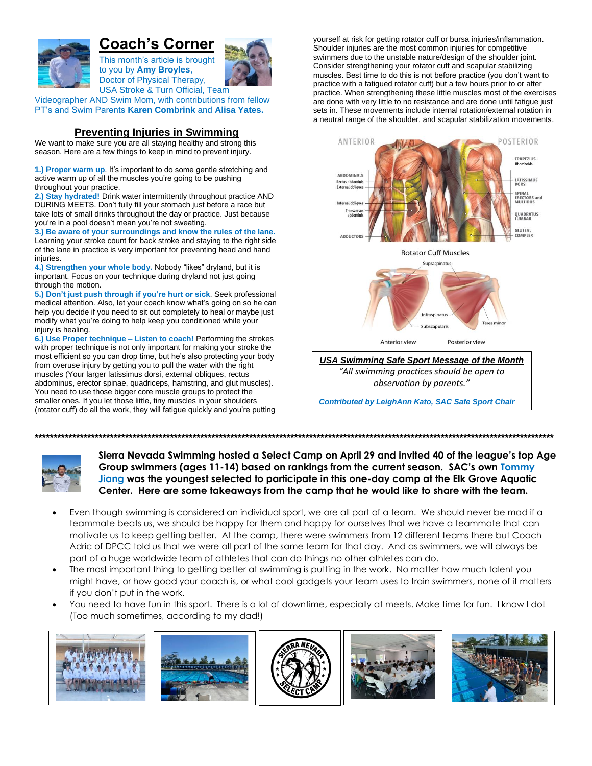# Coach's Corner

This month's article is brought to you by **Amy Broyles**, Doctor of Physical Therapy, USA Stroke & Turn Official, Team Videographer AND Swim Mom, with contributions from fellow PT's and Swim Parents **Karen Combrink** and **Alisa Yates.**

## Preventing Injuries in Swimming

We want to make sure you are all staying healthy and strong this season. Here are a few things to keep in mind to prevent injury.

**1.) Proper warm up**. It's important to do some gentle stretching and active warm up of all the muscles you're going to be pushing throughout your practice.

**2.) Stay hydrated!** Drink water intermittently throughout practice AND DURING MEETS. Don't fully fill your stomach just before a race but take lots of small drinks throughout the day or practice. Just because you're in a pool doesn't mean you're not sweating.

**3.) Be aware of your surroundings and know the rules of the lane.** Learning your stroke count for back stroke and staying to the right side of the lane in practice is very important for preventing head and hand injuries.

**4.) Strengthen your whole body.** Nobody "likes" dryland, but it is important. Focus on your technique during dryland not just going through the motion.

**5.) Don't just push through if you're hurt or sick**. Seek professional medical attention. Also, let your coach know what's going on so he can help you decide if you need to sit out completely to heal or maybe just modify what you're doing to help keep you conditioned while your injury is healing.

**6.) Use Proper technique – Listen to coach!** Performing the strokes with proper technique is not only important for making your stroke the most efficient so you can drop time, but he's also protecting your body from overuse injury by getting you to pull the water with the right muscles (Your larger latissimus dorsi, external obliques, rectus abdominus, erector spinae, quadriceps, hamstring, and glut muscles). You need to use those bigger core muscle groups to protect the smaller ones. If you let those little, tiny muscles in your shoulders (rotator cuff) do all the work, they will fatigue quickly and you're putting yourself at risk for getting rotator cuff or bursa injuries/inflammation. Shoulder injuries are the most common injuries for competitive swimmers due to the unstable nature/design of the shoulder joint. Consider strengthening your rotator cuff and scapular stabilizing muscles. Best time to do this is not before practice (you don't want to practice with a fatigued rotator cuff) but a few hours prior to or after practice. When strengthening these little muscles most of the exercises are done with very little to no resistance and are done until fatigue just sets in. These movements include internal rotation/external rotation in a neutral range of the shoulder, and scapular stabilization movements.

ANTERIOR
POSTERIOR
ABDOMINALS
Rectus abdominis
External obliques
Internal obliques
Transversus abdominis
ADDUCTORS
TRAPEZIUS
Rhomboids
LATISSIMUS DORSI
SPINAL ERECTORS and MULTIDUS
QUADRATUS LUMBAR
GLUTEAL COMPLEX

Rotator Cuff Muscles
Supraspinatus
Infraspinatus
Subscapularis
Teres minor
Anterior view
Posterior view

***USA Swimming Safe Sport Message of the Month***

*"All swimming practices should be open to observation by parents."*

***Contributed by LeighAnn Kato, SAC Safe Sport Chair***

**************************************************************************************************************************

**Sierra Nevada Swimming hosted a Select Camp on April 29 and invited 40 of the league's top Age Group swimmers (ages 11-14) based on rankings from the current season. SAC's own Tommy Jiang was the youngest selected to participate in this one-day camp at the Elk Grove Aquatic Center. Here are some takeaways from the camp that he would like to share with the team.**

- Even though swimming is considered an individual sport, we are all part of a team. We should never be mad if a teammate beats us, we should be happy for them and happy for ourselves that we have a teammate that can motivate us to keep getting better. At the camp, there were swimmers from 12 different teams there but Coach Adric of DPCC told us that we were all part of the same team for that day. And as swimmers, we will always be part of a huge worldwide team of athletes that can do things no other athletes can do.
- The most important thing to getting better at swimming is putting in the work. No matter how much talent you might have, or how good your coach is, or what cool gadgets your team uses to train swimmers, none of it matters if you don't put in the work.
- You need to have fun in this sport. There is a lot of downtime, especially at meets. Make time for fun. I know I do! (Too much sometimes, according to my dad!)